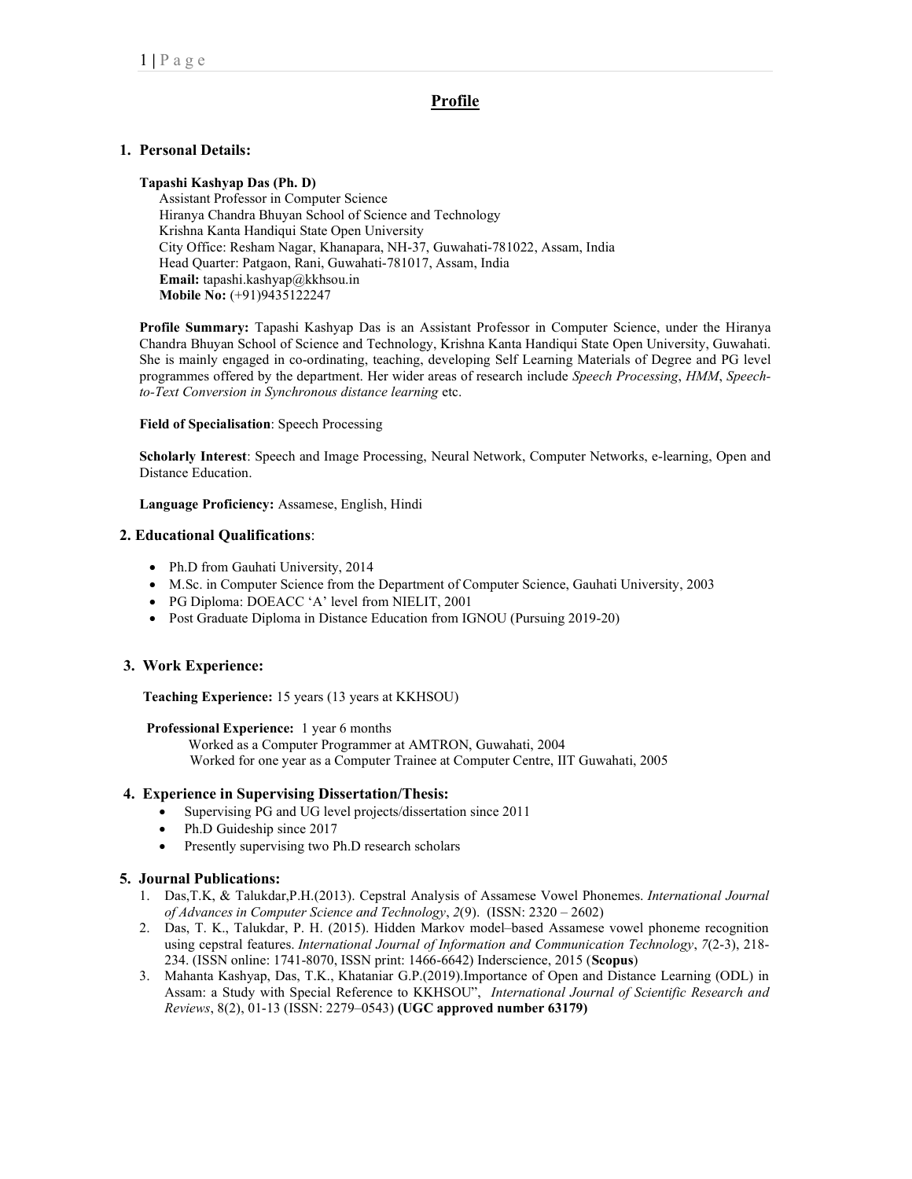# Profile

## 1. Personal Details:

**Tapashi Kashyap Das (Ph. D)**
Assistant Professor in Computer Science
Hiranya Chandra Bhuyan School of Science and Technology
Krishna Kanta Handiqui State Open University
City Office: Resham Nagar, Khanapara, NH-37, Guwahati-781022, Assam, India
Head Quarter: Patgaon, Rani, Guwahati-781017, Assam, India
**Email:** tapashi.kashyap@kkhsou.in
**Mobile No:** (+91)9435122247

**Profile Summary:** Tapashi Kashyap Das is an Assistant Professor in Computer Science, under the Hiranya Chandra Bhuyan School of Science and Technology, Krishna Kanta Handiqui State Open University, Guwahati. She is mainly engaged in co-ordinating, teaching, developing Self Learning Materials of Degree and PG level programmes offered by the department. Her wider areas of research include *Speech Processing*, *HMM*, *Speech-to-Text Conversion in Synchronous distance learning* etc.

**Field of Specialisation**: Speech Processing

**Scholarly Interest**: Speech and Image Processing, Neural Network, Computer Networks, e-learning, Open and Distance Education.

**Language Proficiency:** Assamese, English, Hindi

## 2. Educational Qualifications:

- Ph.D from Gauhati University, 2014
- M.Sc. in Computer Science from the Department of Computer Science, Gauhati University, 2003
- PG Diploma: DOEACC 'A' level from NIELIT, 2001
- Post Graduate Diploma in Distance Education from IGNOU (Pursuing 2019-20)

## 3. Work Experience:

**Teaching Experience:** 15 years (13 years at KKHSOU)

**Professional Experience:** 1 year 6 months
Worked as a Computer Programmer at AMTRON, Guwahati, 2004
Worked for one year as a Computer Trainee at Computer Centre, IIT Guwahati, 2005

## 4. Experience in Supervising Dissertation/Thesis:

- Supervising PG and UG level projects/dissertation since 2011
- Ph.D Guideship since 2017
- Presently supervising two Ph.D research scholars

## 5. Journal Publications:

1. Das,T.K, & Talukdar,P.H.(2013). Cepstral Analysis of Assamese Vowel Phonemes. *International Journal of Advances in Computer Science and Technology*, *2*(9). (ISSN: 2320 – 2602)
2. Das, T. K., Talukdar, P. H. (2015). Hidden Markov model–based Assamese vowel phoneme recognition using cepstral features. *International Journal of Information and Communication Technology*, *7*(2-3), 218-234. (ISSN online: 1741-8070, ISSN print: 1466-6642) Inderscience, 2015 (**Scopus**)
3. Mahanta Kashyap, Das, T.K., Khataniar G.P.(2019).Importance of Open and Distance Learning (ODL) in Assam: a Study with Special Reference to KKHSOU", *International Journal of Scientific Research and Reviews*, 8(2), 01-13 (ISSN: 2279–0543) **(UGC approved number 63179)**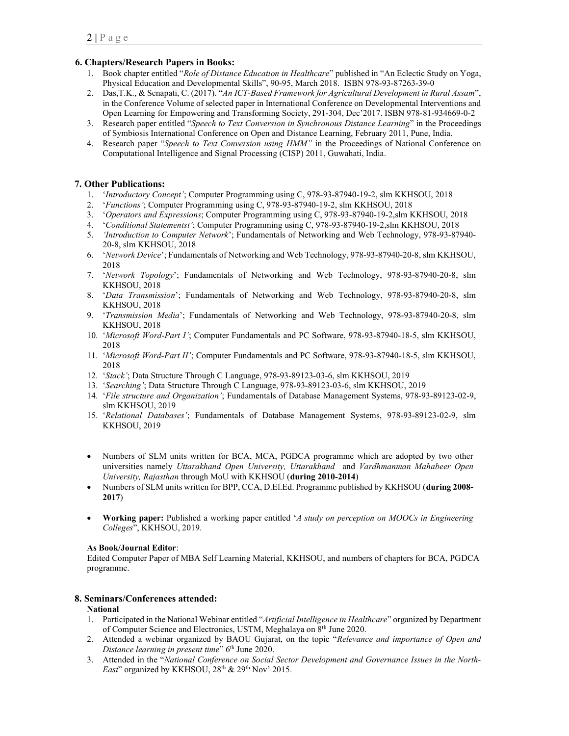## 6. Chapters/Research Papers in Books:

1. Book chapter entitled "*Role of Distance Education in Healthcare*" published in "An Eclectic Study on Yoga, Physical Education and Developmental Skills", 90-95, March 2018. ISBN 978-93-87263-39-0
2. Das,T.K., & Senapati, C. (2017). "*An ICT-Based Framework for Agricultural Development in Rural Assam*", in the Conference Volume of selected paper in International Conference on Developmental Interventions and Open Learning for Empowering and Transforming Society, 291-304, Dec'2017. ISBN 978-81-934669-0-2
3. Research paper entitled "*Speech to Text Conversion in Synchronous Distance Learning*" in the Proceedings of Symbiosis International Conference on Open and Distance Learning, February 2011, Pune, India.
4. Research paper "*Speech to Text Conversion using HMM"* in the Proceedings of National Conference on Computational Intelligence and Signal Processing (CISP) 2011, Guwahati, India.

## 7. Other Publications:

1. '*Introductory Concept'*; Computer Programming using C, 978-93-87940-19-2, slm KKHSOU, 2018
2. '*Functions'*; Computer Programming using C, 978-93-87940-19-2, slm KKHSOU, 2018
3. '*Operators and Expressions*; Computer Programming using C, 978-93-87940-19-2,slm KKHSOU, 2018
4. '*Conditional Statementst'*; Computer Programming using C, 978-93-87940-19-2,slm KKHSOU, 2018
5. *'Introduction to Computer Network*'; Fundamentals of Networking and Web Technology, 978-93-87940-20-8, slm KKHSOU, 2018
6. '*Network Device*'; Fundamentals of Networking and Web Technology, 978-93-87940-20-8, slm KKHSOU, 2018
7. '*Network Topology*'; Fundamentals of Networking and Web Technology, 978-93-87940-20-8, slm KKHSOU, 2018
8. '*Data Transmission*'; Fundamentals of Networking and Web Technology, 978-93-87940-20-8, slm KKHSOU, 2018
9. '*Transmission Media*'; Fundamentals of Networking and Web Technology, 978-93-87940-20-8, slm KKHSOU, 2018
10. '*Microsoft Word-Part I'*; Computer Fundamentals and PC Software, 978-93-87940-18-5, slm KKHSOU, 2018
11. '*Microsoft Word-Part II'*; Computer Fundamentals and PC Software, 978-93-87940-18-5, slm KKHSOU, 2018
12. '*Stack'*; Data Structure Through C Language, 978-93-89123-03-6, slm KKHSOU, 2019
13. '*Searching'*; Data Structure Through C Language, 978-93-89123-03-6, slm KKHSOU, 2019
14. '*File structure and Organization'*; Fundamentals of Database Management Systems, 978-93-89123-02-9, slm KKHSOU, 2019
15. '*Relational Databases'*; Fundamentals of Database Management Systems, 978-93-89123-02-9, slm KKHSOU, 2019

- Numbers of SLM units written for BCA, MCA, PGDCA programme which are adopted by two other universities namely *Uttarakhand Open University, Uttarakhand* and *Vardhmanman Mahabeer Open University, Rajasthan* through MoU with KKHSOU (**during 2010-2014**)
- Numbers of SLM units written for BPP, CCA, D.El.Ed. Programme published by KKHSOU (**during 2008-2017**)

- **Working paper:** Published a working paper entitled '*A study on perception on MOOCs in Engineering Colleges*", KKHSOU, 2019.

**As Book/Journal Editor**:

Edited Computer Paper of MBA Self Learning Material, KKHSOU, and numbers of chapters for BCA, PGDCA programme.

## 8. Seminars/Conferences attended:

**National**

1. Participated in the National Webinar entitled "*Artificial Intelligence in Healthcare*" organized by Department of Computer Science and Electronics, USTM, Meghalaya on 8th June 2020.
2. Attended a webinar organized by BAOU Gujarat, on the topic "*Relevance and importance of Open and Distance learning in present time*" 6th June 2020.
3. Attended in the "*National Conference on Social Sector Development and Governance Issues in the North-East*" organized by KKHSOU, 28th & 29th Nov' 2015.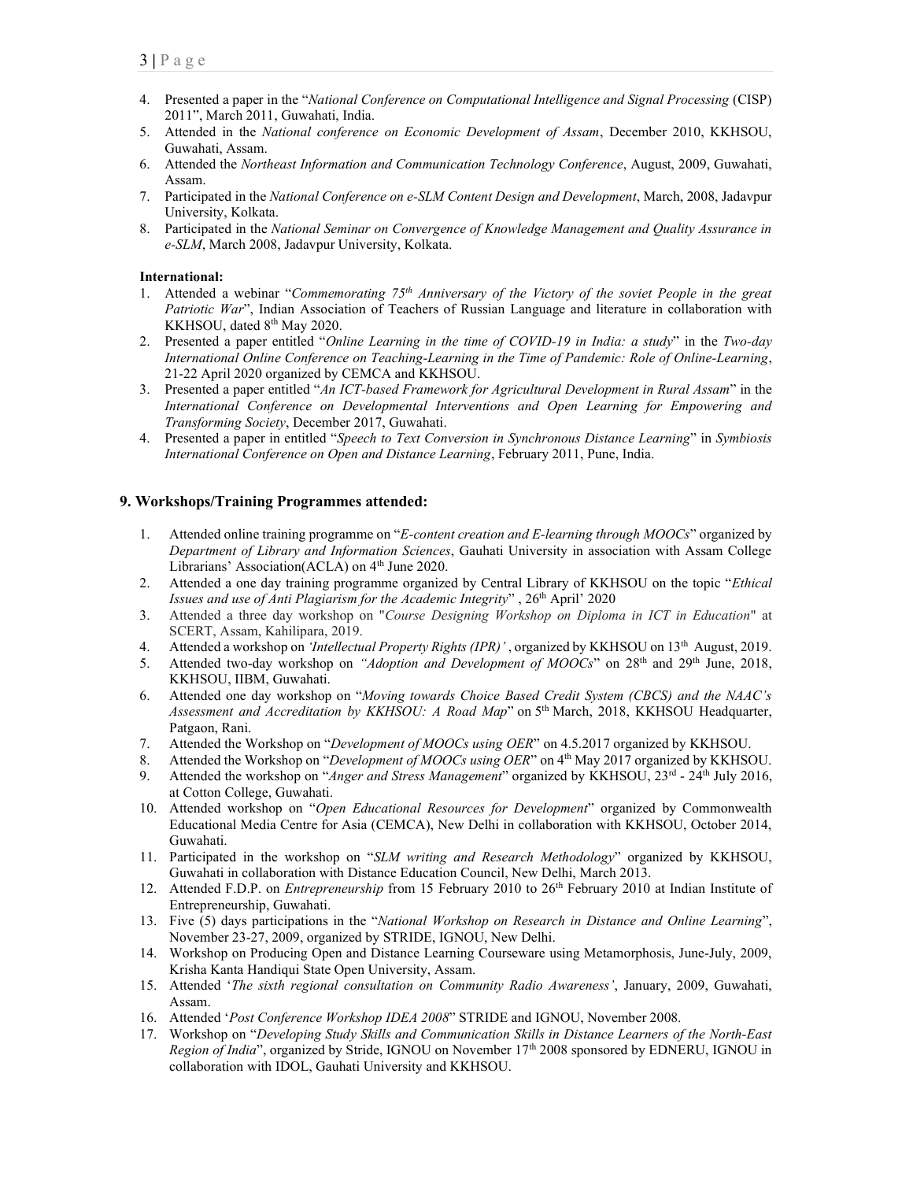4. Presented a paper in the "*National Conference on Computational Intelligence and Signal Processing* (CISP) 2011", March 2011, Guwahati, India.
5. Attended in the *National conference on Economic Development of Assam*, December 2010, KKHSOU, Guwahati, Assam.
6. Attended the *Northeast Information and Communication Technology Conference*, August, 2009, Guwahati, Assam.
7. Participated in the *National Conference on e-SLM Content Design and Development*, March, 2008, Jadavpur University, Kolkata.
8. Participated in the *National Seminar on Convergence of Knowledge Management and Quality Assurance in e-SLM*, March 2008, Jadavpur University, Kolkata.

**International:**

1. Attended a webinar "*Commemorating 75th Anniversary of the Victory of the soviet People in the great Patriotic War*", Indian Association of Teachers of Russian Language and literature in collaboration with KKHSOU, dated 8th May 2020.
2. Presented a paper entitled "*Online Learning in the time of COVID-19 in India: a study*" in the *Two-day International Online Conference on Teaching-Learning in the Time of Pandemic: Role of Online-Learning*, 21-22 April 2020 organized by CEMCA and KKHSOU.
3. Presented a paper entitled "*An ICT-based Framework for Agricultural Development in Rural Assam*" in the *International Conference on Developmental Interventions and Open Learning for Empowering and Transforming Society*, December 2017, Guwahati.
4. Presented a paper in entitled "*Speech to Text Conversion in Synchronous Distance Learning*" in *Symbiosis International Conference on Open and Distance Learning*, February 2011, Pune, India.

## 9. Workshops/Training Programmes attended:

1. Attended online training programme on "*E-content creation and E-learning through MOOCs*" organized by *Department of Library and Information Sciences*, Gauhati University in association with Assam College Librarians' Association(ACLA) on 4th June 2020.
2. Attended a one day training programme organized by Central Library of KKHSOU on the topic "*Ethical Issues and use of Anti Plagiarism for the Academic Integrity*" , 26th April' 2020
3. Attended a three day workshop on "*Course Designing Workshop on Diploma in ICT in Education*" at SCERT, Assam, Kahilipara, 2019.
4. Attended a workshop on *'Intellectual Property Rights (IPR)'* , organized by KKHSOU on 13th August, 2019.
5. Attended two-day workshop on *"Adoption and Development of MOOCs*" on 28th and 29th June, 2018, KKHSOU, IIBM, Guwahati.
6. Attended one day workshop on "*Moving towards Choice Based Credit System (CBCS) and the NAAC's Assessment and Accreditation by KKHSOU: A Road Map*" on 5th March, 2018, KKHSOU Headquarter, Patgaon, Rani.
7. Attended the Workshop on "*Development of MOOCs using OER*" on 4.5.2017 organized by KKHSOU.
8. Attended the Workshop on "*Development of MOOCs using OER*" on 4th May 2017 organized by KKHSOU.
9. Attended the workshop on "*Anger and Stress Management*" organized by KKHSOU, 23rd - 24th July 2016, at Cotton College, Guwahati.
10. Attended workshop on "*Open Educational Resources for Development*" organized by Commonwealth Educational Media Centre for Asia (CEMCA), New Delhi in collaboration with KKHSOU, October 2014, Guwahati.
11. Participated in the workshop on "*SLM writing and Research Methodology*" organized by KKHSOU, Guwahati in collaboration with Distance Education Council, New Delhi, March 2013.
12. Attended F.D.P. on *Entrepreneurship* from 15 February 2010 to 26th February 2010 at Indian Institute of Entrepreneurship, Guwahati.
13. Five (5) days participations in the "*National Workshop on Research in Distance and Online Learning*", November 23-27, 2009, organized by STRIDE, IGNOU, New Delhi.
14. Workshop on Producing Open and Distance Learning Courseware using Metamorphosis, June-July, 2009, Krisha Kanta Handiqui State Open University, Assam.
15. Attended '*The sixth regional consultation on Community Radio Awareness'*, January, 2009, Guwahati, Assam.
16. Attended '*Post Conference Workshop IDEA 2008*" STRIDE and IGNOU, November 2008.
17. Workshop on "*Developing Study Skills and Communication Skills in Distance Learners of the North-East Region of India*", organized by Stride, IGNOU on November 17th 2008 sponsored by EDNERU, IGNOU in collaboration with IDOL, Gauhati University and KKHSOU.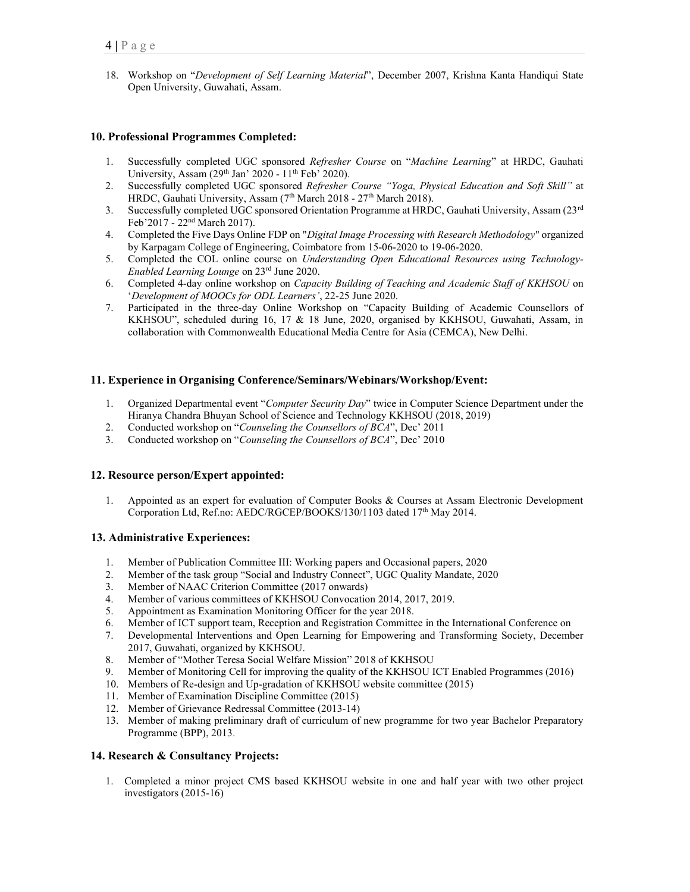18. Workshop on "*Development of Self Learning Material*", December 2007, Krishna Kanta Handiqui State Open University, Guwahati, Assam.

## 10. Professional Programmes Completed:

1. Successfully completed UGC sponsored *Refresher Course* on "*Machine Learning*" at HRDC, Gauhati University, Assam (29th Jan' 2020 - 11th Feb' 2020).
2. Successfully completed UGC sponsored *Refresher Course "Yoga, Physical Education and Soft Skill"* at HRDC, Gauhati University, Assam (7th March 2018 - 27th March 2018).
3. Successfully completed UGC sponsored Orientation Programme at HRDC, Gauhati University, Assam (23rd Feb'2017 - 22nd March 2017).
4. Completed the Five Days Online FDP on "*Digital Image Processing with Research Methodology*" organized by Karpagam College of Engineering, Coimbatore from 15-06-2020 to 19-06-2020.
5. Completed the COL online course on *Understanding Open Educational Resources using Technology-Enabled Learning Lounge* on 23rd June 2020.
6. Completed 4-day online workshop on *Capacity Building of Teaching and Academic Staff of KKHSOU* on '*Development of MOOCs for ODL Learners'*, 22-25 June 2020.
7. Participated in the three-day Online Workshop on "Capacity Building of Academic Counsellors of KKHSOU", scheduled during 16, 17 & 18 June, 2020, organised by KKHSOU, Guwahati, Assam, in collaboration with Commonwealth Educational Media Centre for Asia (CEMCA), New Delhi.

## 11. Experience in Organising Conference/Seminars/Webinars/Workshop/Event:

1. Organized Departmental event "*Computer Security Day*" twice in Computer Science Department under the Hiranya Chandra Bhuyan School of Science and Technology KKHSOU (2018, 2019)
2. Conducted workshop on "*Counseling the Counsellors of BCA*", Dec' 2011
3. Conducted workshop on "*Counseling the Counsellors of BCA*", Dec' 2010

## 12. Resource person/Expert appointed:

1. Appointed as an expert for evaluation of Computer Books & Courses at Assam Electronic Development Corporation Ltd, Ref.no: AEDC/RGCEP/BOOKS/130/1103 dated 17th May 2014.

## 13. Administrative Experiences:

1. Member of Publication Committee III: Working papers and Occasional papers, 2020
2. Member of the task group "Social and Industry Connect", UGC Quality Mandate, 2020
3. Member of NAAC Criterion Committee (2017 onwards)
4. Member of various committees of KKHSOU Convocation 2014, 2017, 2019.
5. Appointment as Examination Monitoring Officer for the year 2018.
6. Member of ICT support team, Reception and Registration Committee in the International Conference on
7. Developmental Interventions and Open Learning for Empowering and Transforming Society, December 2017, Guwahati, organized by KKHSOU.
8. Member of "Mother Teresa Social Welfare Mission" 2018 of KKHSOU
9. Member of Monitoring Cell for improving the quality of the KKHSOU ICT Enabled Programmes (2016)
10. Members of Re-design and Up-gradation of KKHSOU website committee (2015)
11. Member of Examination Discipline Committee (2015)
12. Member of Grievance Redressal Committee (2013-14)
13. Member of making preliminary draft of curriculum of new programme for two year Bachelor Preparatory Programme (BPP), 2013.

## 14. Research & Consultancy Projects:

1. Completed a minor project CMS based KKHSOU website in one and half year with two other project investigators (2015-16)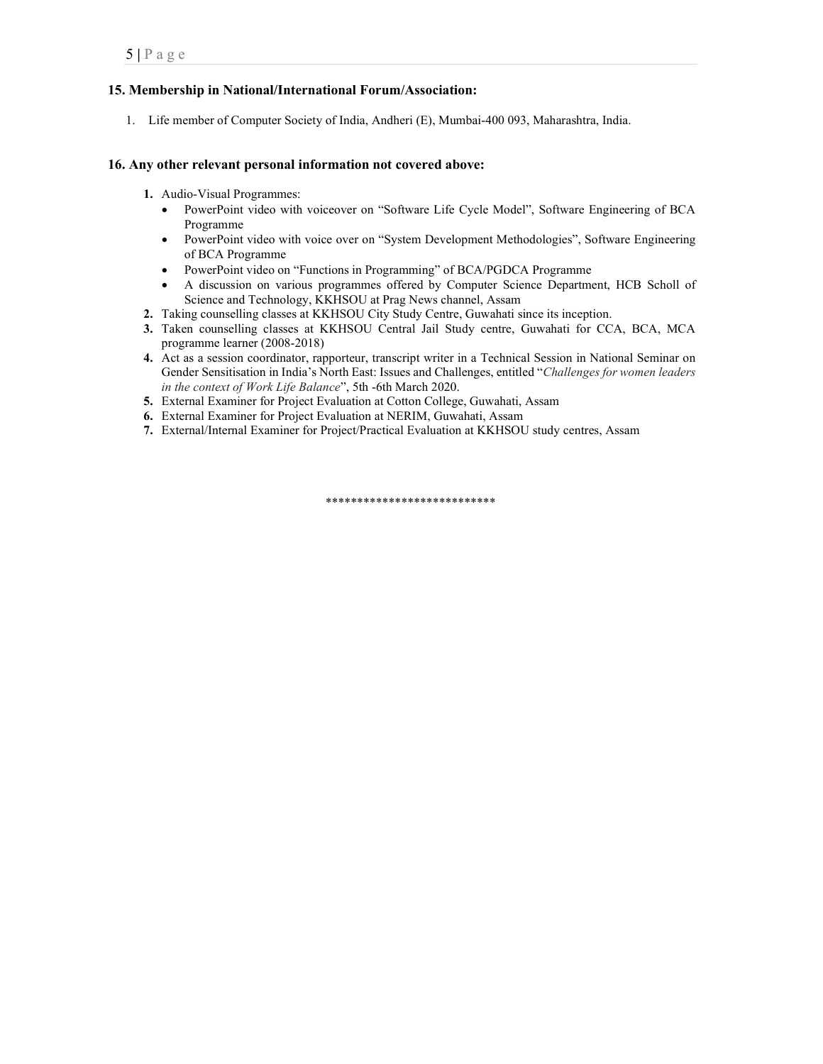## 15. Membership in National/International Forum/Association:

1. Life member of Computer Society of India, Andheri (E), Mumbai-400 093, Maharashtra, India.

## 16. Any other relevant personal information not covered above:

1. Audio-Visual Programmes:
   - PowerPoint video with voiceover on "Software Life Cycle Model", Software Engineering of BCA Programme
   - PowerPoint video with voice over on "System Development Methodologies", Software Engineering of BCA Programme
   - PowerPoint video on "Functions in Programming" of BCA/PGDCA Programme
   - A discussion on various programmes offered by Computer Science Department, HCB Scholl of Science and Technology, KKHSOU at Prag News channel, Assam
2. Taking counselling classes at KKHSOU City Study Centre, Guwahati since its inception.
3. Taken counselling classes at KKHSOU Central Jail Study centre, Guwahati for CCA, BCA, MCA programme learner (2008-2018)
4. Act as a session coordinator, rapporteur, transcript writer in a Technical Session in National Seminar on Gender Sensitisation in India's North East: Issues and Challenges, entitled "*Challenges for women leaders in the context of Work Life Balance*", 5th -6th March 2020.
5. External Examiner for Project Evaluation at Cotton College, Guwahati, Assam
6. External Examiner for Project Evaluation at NERIM, Guwahati, Assam
7. External/Internal Examiner for Project/Practical Evaluation at KKHSOU study centres, Assam

***************************